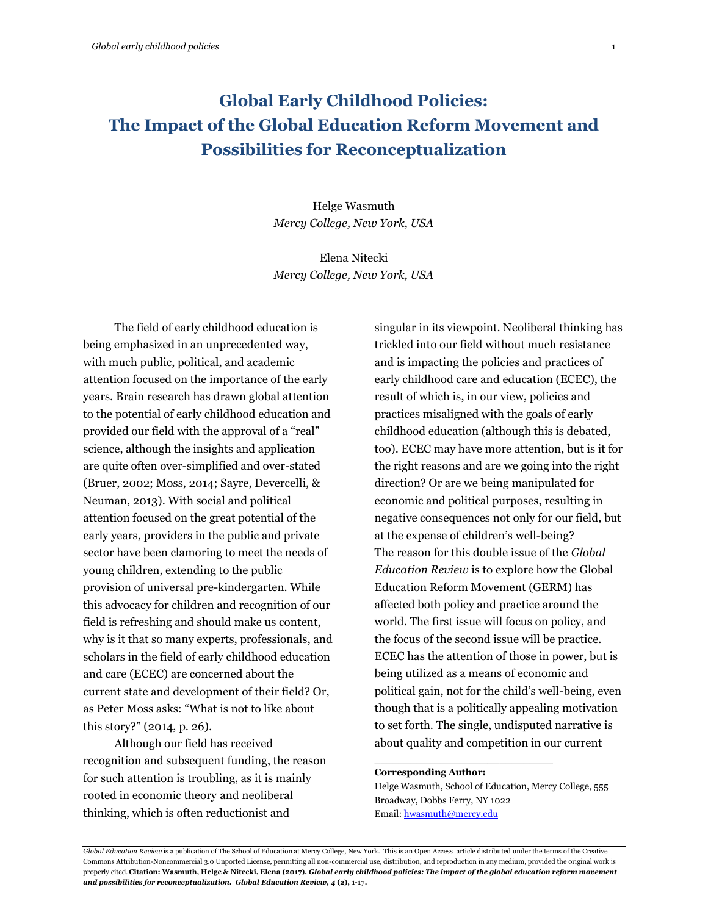# Global Early Childhood Policies: The Impact of the Global Education Reform Movement and Possibilities for Reconceptualization

Helge Wasmuth
*Mercy College, New York, USA*

Elena Nitecki
*Mercy College, New York, USA*

The field of early childhood education is being emphasized in an unprecedented way, with much public, political, and academic attention focused on the importance of the early years. Brain research has drawn global attention to the potential of early childhood education and provided our field with the approval of a "real" science, although the insights and application are quite often over-simplified and over-stated (Bruer, 2002; Moss, 2014; Sayre, Devercelli, & Neuman, 2013). With social and political attention focused on the great potential of the early years, providers in the public and private sector have been clamoring to meet the needs of young children, extending to the public provision of universal pre-kindergarten. While this advocacy for children and recognition of our field is refreshing and should make us content, why is it that so many experts, professionals, and scholars in the field of early childhood education and care (ECEC) are concerned about the current state and development of their field? Or, as Peter Moss asks: "What is not to like about this story?" (2014, p. 26).

Although our field has received recognition and subsequent funding, the reason for such attention is troubling, as it is mainly rooted in economic theory and neoliberal thinking, which is often reductionist and singular in its viewpoint. Neoliberal thinking has trickled into our field without much resistance and is impacting the policies and practices of early childhood care and education (ECEC), the result of which is, in our view, policies and practices misaligned with the goals of early childhood education (although this is debated, too). ECEC may have more attention, but is it for the right reasons and are we going into the right direction? Or are we being manipulated for economic and political purposes, resulting in negative consequences not only for our field, but at the expense of children's well-being?

The reason for this double issue of the *Global Education Review* is to explore how the Global Education Reform Movement (GERM) has affected both policy and practice around the world. The first issue will focus on policy, and the focus of the second issue will be practice. ECEC has the attention of those in power, but is being utilized as a means of economic and political gain, not for the child's well-being, even though that is a politically appealing motivation to set forth. The single, undisputed narrative is about quality and competition in our current

---

**Corresponding Author:**
Helge Wasmuth, School of Education, Mercy College, 555 Broadway, Dobbs Ferry, NY 1022
Email: hwasmuth@mercy.edu

*Global Education Review* is a publication of The School of Education at Mercy College, New York. This is an Open Access article distributed under the terms of the Creative Commons Attribution-Noncommercial 3.0 Unported License, permitting all non-commercial use, distribution, and reproduction in any medium, provided the original work is properly cited. **Citation: Wasmuth, Helge & Nitecki, Elena (2017).** ***Global early childhood policies: The impact of the global education reform movement and possibilities for reconceptualization. Global Education Review, 4* (2), 1-17.**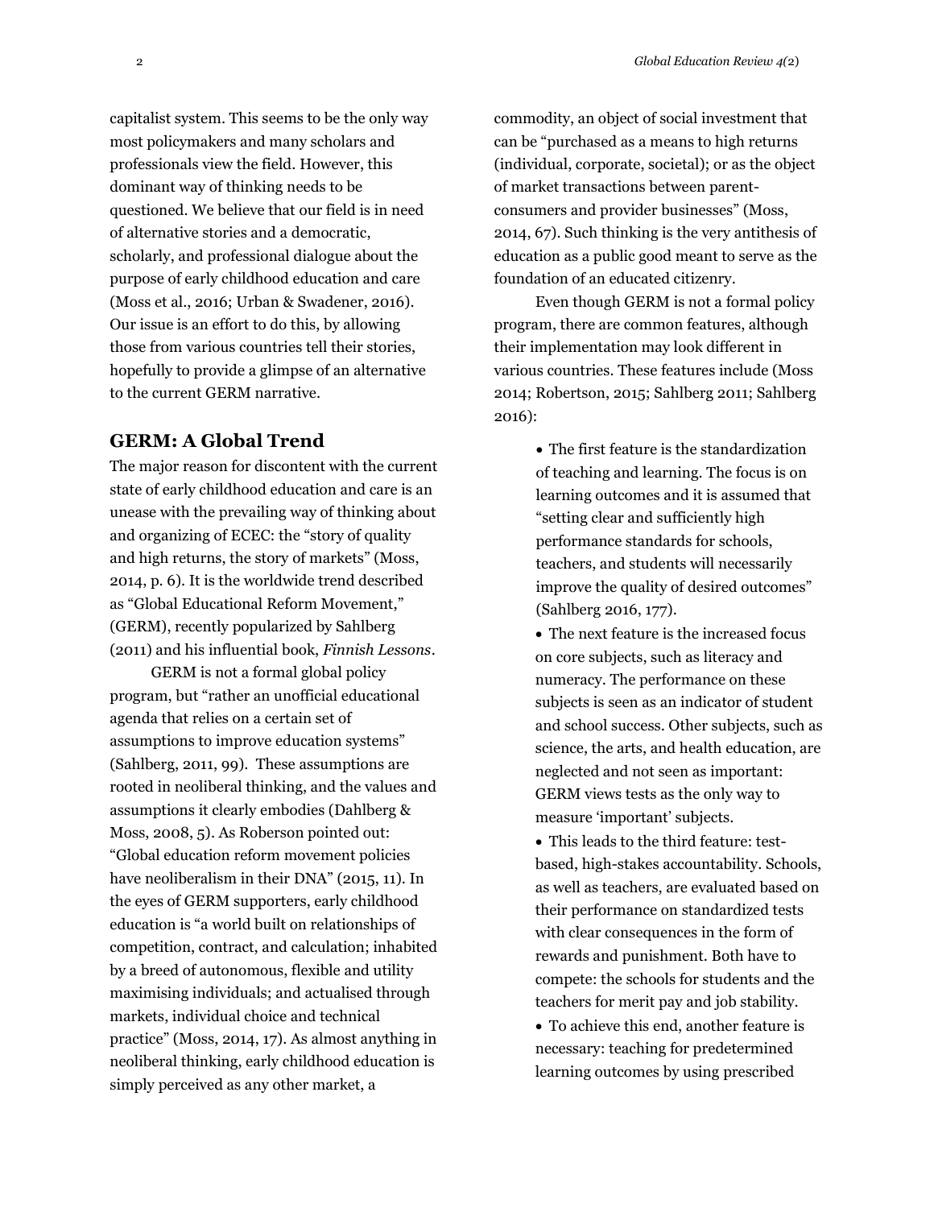capitalist system. This seems to be the only way most policymakers and many scholars and professionals view the field. However, this dominant way of thinking needs to be questioned. We believe that our field is in need of alternative stories and a democratic, scholarly, and professional dialogue about the purpose of early childhood education and care (Moss et al., 2016; Urban & Swadener, 2016). Our issue is an effort to do this, by allowing those from various countries tell their stories, hopefully to provide a glimpse of an alternative to the current GERM narrative.

## GERM: A Global Trend

The major reason for discontent with the current state of early childhood education and care is an unease with the prevailing way of thinking about and organizing of ECEC: the "story of quality and high returns, the story of markets" (Moss, 2014, p. 6). It is the worldwide trend described as "Global Educational Reform Movement," (GERM), recently popularized by Sahlberg (2011) and his influential book, *Finnish Lessons*.

GERM is not a formal global policy program, but "rather an unofficial educational agenda that relies on a certain set of assumptions to improve education systems" (Sahlberg, 2011, 99). These assumptions are rooted in neoliberal thinking, and the values and assumptions it clearly embodies (Dahlberg & Moss, 2008, 5). As Roberson pointed out: "Global education reform movement policies have neoliberalism in their DNA" (2015, 11). In the eyes of GERM supporters, early childhood education is "a world built on relationships of competition, contract, and calculation; inhabited by a breed of autonomous, flexible and utility maximising individuals; and actualised through markets, individual choice and technical practice" (Moss, 2014, 17). As almost anything in neoliberal thinking, early childhood education is simply perceived as any other market, a commodity, an object of social investment that can be "purchased as a means to high returns (individual, corporate, societal); or as the object of market transactions between parent-consumers and provider businesses" (Moss, 2014, 67). Such thinking is the very antithesis of education as a public good meant to serve as the foundation of an educated citizenry.

Even though GERM is not a formal policy program, there are common features, although their implementation may look different in various countries. These features include (Moss 2014; Robertson, 2015; Sahlberg 2011; Sahlberg 2016):

- The first feature is the standardization of teaching and learning. The focus is on learning outcomes and it is assumed that "setting clear and sufficiently high performance standards for schools, teachers, and students will necessarily improve the quality of desired outcomes" (Sahlberg 2016, 177).
- The next feature is the increased focus on core subjects, such as literacy and numeracy. The performance on these subjects is seen as an indicator of student and school success. Other subjects, such as science, the arts, and health education, are neglected and not seen as important: GERM views tests as the only way to measure 'important' subjects.
- This leads to the third feature: test-based, high-stakes accountability. Schools, as well as teachers, are evaluated based on their performance on standardized tests with clear consequences in the form of rewards and punishment. Both have to compete: the schools for students and the teachers for merit pay and job stability.
- To achieve this end, another feature is necessary: teaching for predetermined learning outcomes by using prescribed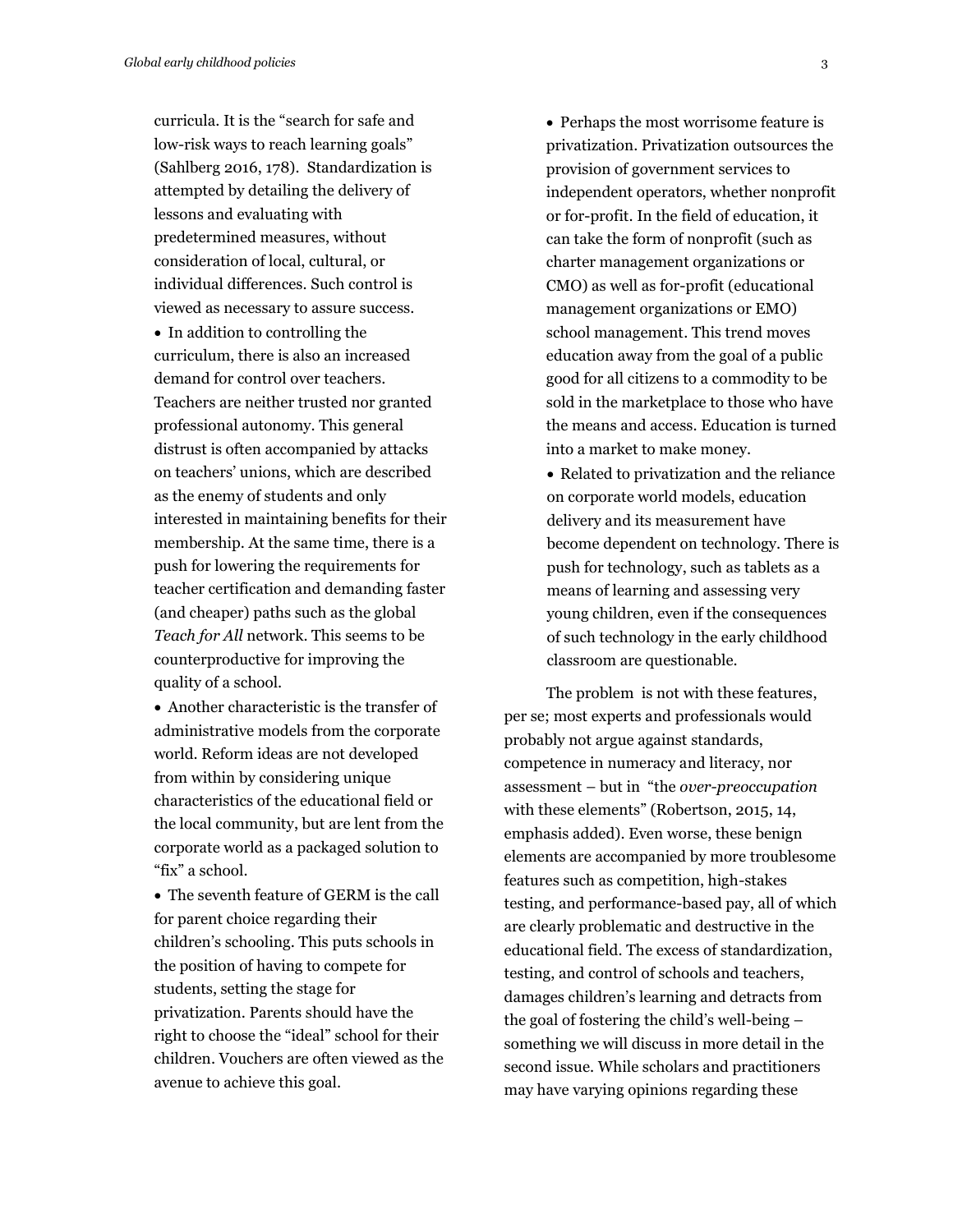curricula. It is the "search for safe and low-risk ways to reach learning goals" (Sahlberg 2016, 178). Standardization is attempted by detailing the delivery of lessons and evaluating with predetermined measures, without consideration of local, cultural, or individual differences. Such control is viewed as necessary to assure success.

- In addition to controlling the curriculum, there is also an increased demand for control over teachers. Teachers are neither trusted nor granted professional autonomy. This general distrust is often accompanied by attacks on teachers' unions, which are described as the enemy of students and only interested in maintaining benefits for their membership. At the same time, there is a push for lowering the requirements for teacher certification and demanding faster (and cheaper) paths such as the global *Teach for All* network. This seems to be counterproductive for improving the quality of a school.
- Another characteristic is the transfer of administrative models from the corporate world. Reform ideas are not developed from within by considering unique characteristics of the educational field or the local community, but are lent from the corporate world as a packaged solution to "fix" a school.
- The seventh feature of GERM is the call for parent choice regarding their children's schooling. This puts schools in the position of having to compete for students, setting the stage for privatization. Parents should have the right to choose the "ideal" school for their children. Vouchers are often viewed as the avenue to achieve this goal.
- Perhaps the most worrisome feature is privatization. Privatization outsources the provision of government services to independent operators, whether nonprofit or for-profit. In the field of education, it can take the form of nonprofit (such as charter management organizations or CMO) as well as for-profit (educational management organizations or EMO) school management. This trend moves education away from the goal of a public good for all citizens to a commodity to be sold in the marketplace to those who have the means and access. Education is turned into a market to make money.
- Related to privatization and the reliance on corporate world models, education delivery and its measurement have become dependent on technology. There is push for technology, such as tablets as a means of learning and assessing very young children, even if the consequences of such technology in the early childhood classroom are questionable.

The problem is not with these features, per se; most experts and professionals would probably not argue against standards, competence in numeracy and literacy, nor assessment – but in "the *over-preoccupation* with these elements" (Robertson, 2015, 14, emphasis added). Even worse, these benign elements are accompanied by more troublesome features such as competition, high-stakes testing, and performance-based pay, all of which are clearly problematic and destructive in the educational field. The excess of standardization, testing, and control of schools and teachers, damages children's learning and detracts from the goal of fostering the child's well-being – something we will discuss in more detail in the second issue. While scholars and practitioners may have varying opinions regarding these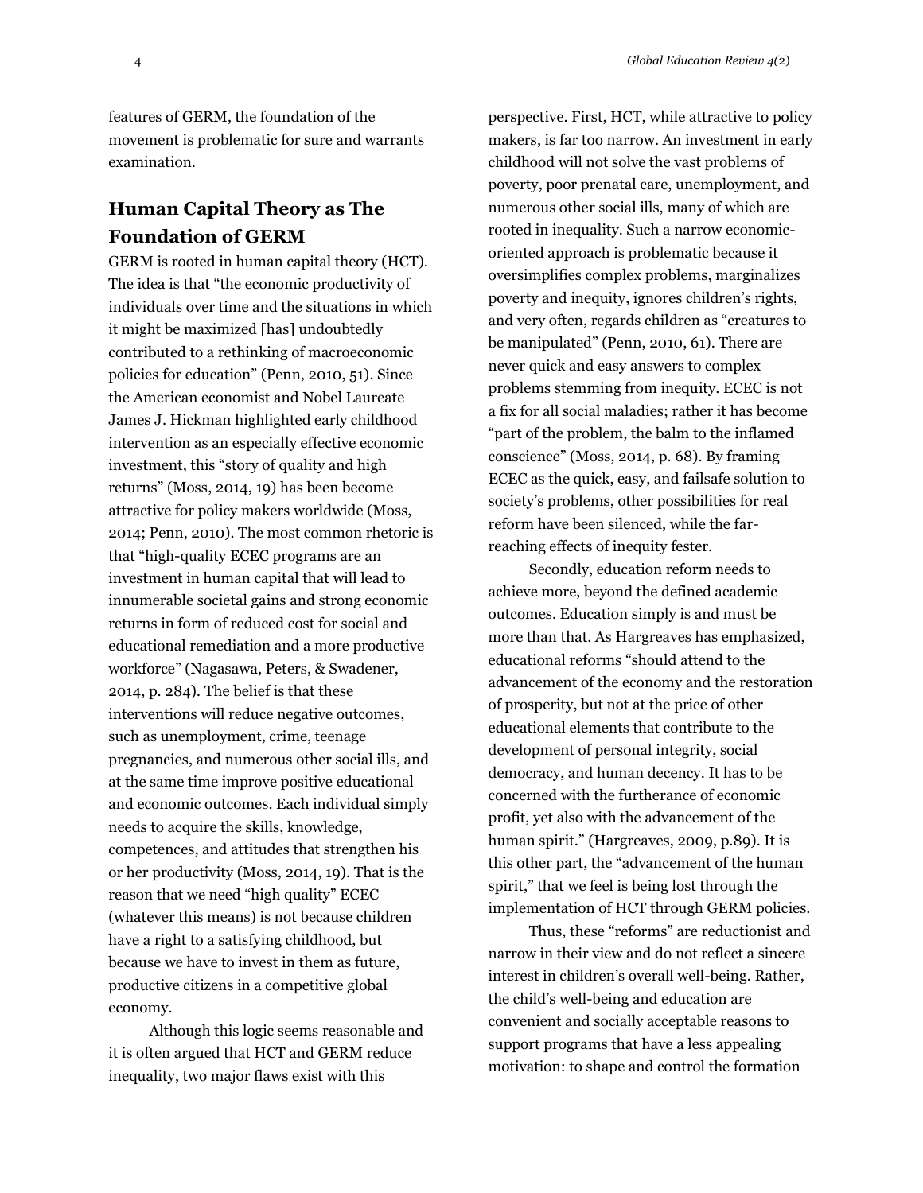features of GERM, the foundation of the movement is problematic for sure and warrants examination.

## Human Capital Theory as The Foundation of GERM

GERM is rooted in human capital theory (HCT). The idea is that "the economic productivity of individuals over time and the situations in which it might be maximized [has] undoubtedly contributed to a rethinking of macroeconomic policies for education" (Penn, 2010, 51). Since the American economist and Nobel Laureate James J. Hickman highlighted early childhood intervention as an especially effective economic investment, this "story of quality and high returns" (Moss, 2014, 19) has been become attractive for policy makers worldwide (Moss, 2014; Penn, 2010). The most common rhetoric is that "high-quality ECEC programs are an investment in human capital that will lead to innumerable societal gains and strong economic returns in form of reduced cost for social and educational remediation and a more productive workforce" (Nagasawa, Peters, & Swadener, 2014, p. 284). The belief is that these interventions will reduce negative outcomes, such as unemployment, crime, teenage pregnancies, and numerous other social ills, and at the same time improve positive educational and economic outcomes. Each individual simply needs to acquire the skills, knowledge, competences, and attitudes that strengthen his or her productivity (Moss, 2014, 19). That is the reason that we need "high quality" ECEC (whatever this means) is not because children have a right to a satisfying childhood, but because we have to invest in them as future, productive citizens in a competitive global economy.

Although this logic seems reasonable and it is often argued that HCT and GERM reduce inequality, two major flaws exist with this perspective. First, HCT, while attractive to policy makers, is far too narrow. An investment in early childhood will not solve the vast problems of poverty, poor prenatal care, unemployment, and numerous other social ills, many of which are rooted in inequality. Such a narrow economic-oriented approach is problematic because it oversimplifies complex problems, marginalizes poverty and inequity, ignores children's rights, and very often, regards children as "creatures to be manipulated" (Penn, 2010, 61). There are never quick and easy answers to complex problems stemming from inequity. ECEC is not a fix for all social maladies; rather it has become "part of the problem, the balm to the inflamed conscience" (Moss, 2014, p. 68). By framing ECEC as the quick, easy, and failsafe solution to society's problems, other possibilities for real reform have been silenced, while the far-reaching effects of inequity fester.

Secondly, education reform needs to achieve more, beyond the defined academic outcomes. Education simply is and must be more than that. As Hargreaves has emphasized, educational reforms "should attend to the advancement of the economy and the restoration of prosperity, but not at the price of other educational elements that contribute to the development of personal integrity, social democracy, and human decency. It has to be concerned with the furtherance of economic profit, yet also with the advancement of the human spirit." (Hargreaves, 2009, p.89). It is this other part, the "advancement of the human spirit," that we feel is being lost through the implementation of HCT through GERM policies.

Thus, these "reforms" are reductionist and narrow in their view and do not reflect a sincere interest in children's overall well-being. Rather, the child's well-being and education are convenient and socially acceptable reasons to support programs that have a less appealing motivation: to shape and control the formation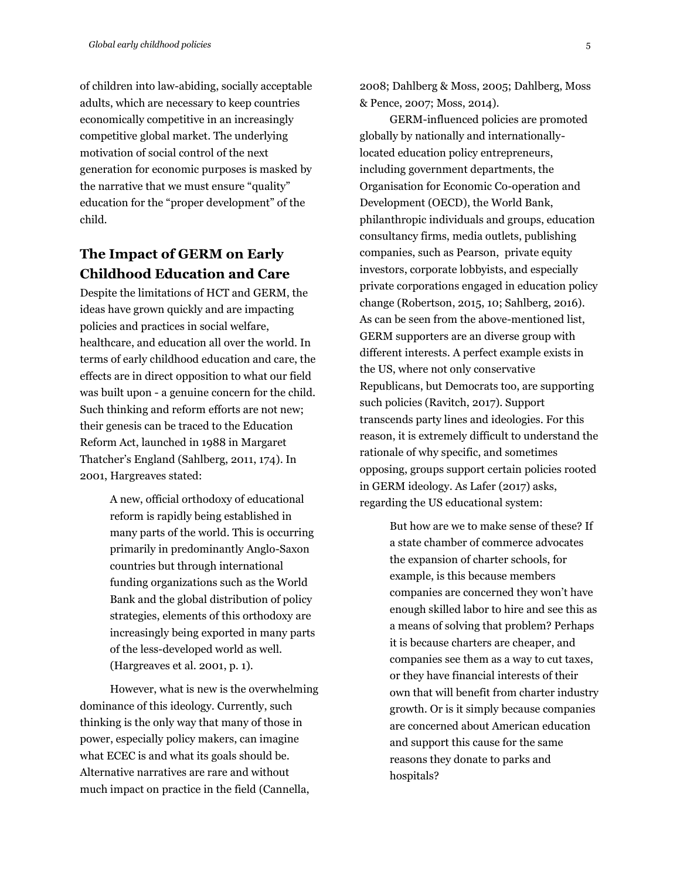of children into law-abiding, socially acceptable adults, which are necessary to keep countries economically competitive in an increasingly competitive global market. The underlying motivation of social control of the next generation for economic purposes is masked by the narrative that we must ensure "quality" education for the "proper development" of the child.

## The Impact of GERM on Early Childhood Education and Care

Despite the limitations of HCT and GERM, the ideas have grown quickly and are impacting policies and practices in social welfare, healthcare, and education all over the world. In terms of early childhood education and care, the effects are in direct opposition to what our field was built upon - a genuine concern for the child. Such thinking and reform efforts are not new; their genesis can be traced to the Education Reform Act, launched in 1988 in Margaret Thatcher's England (Sahlberg, 2011, 174). In 2001, Hargreaves stated:

> A new, official orthodoxy of educational reform is rapidly being established in many parts of the world. This is occurring primarily in predominantly Anglo-Saxon countries but through international funding organizations such as the World Bank and the global distribution of policy strategies, elements of this orthodoxy are increasingly being exported in many parts of the less-developed world as well. (Hargreaves et al. 2001, p. 1).

However, what is new is the overwhelming dominance of this ideology. Currently, such thinking is the only way that many of those in power, especially policy makers, can imagine what ECEC is and what its goals should be. Alternative narratives are rare and without much impact on practice in the field (Cannella, 2008; Dahlberg & Moss, 2005; Dahlberg, Moss & Pence, 2007; Moss, 2014).

GERM-influenced policies are promoted globally by nationally and internationally-located education policy entrepreneurs, including government departments, the Organisation for Economic Co-operation and Development (OECD), the World Bank, philanthropic individuals and groups, education consultancy firms, media outlets, publishing companies, such as Pearson, private equity investors, corporate lobbyists, and especially private corporations engaged in education policy change (Robertson, 2015, 10; Sahlberg, 2016). As can be seen from the above-mentioned list, GERM supporters are an diverse group with different interests. A perfect example exists in the US, where not only conservative Republicans, but Democrats too, are supporting such policies (Ravitch, 2017). Support transcends party lines and ideologies. For this reason, it is extremely difficult to understand the rationale of why specific, and sometimes opposing, groups support certain policies rooted in GERM ideology. As Lafer (2017) asks, regarding the US educational system:

> But how are we to make sense of these? If a state chamber of commerce advocates the expansion of charter schools, for example, is this because members companies are concerned they won't have enough skilled labor to hire and see this as a means of solving that problem? Perhaps it is because charters are cheaper, and companies see them as a way to cut taxes, or they have financial interests of their own that will benefit from charter industry growth. Or is it simply because companies are concerned about American education and support this cause for the same reasons they donate to parks and hospitals?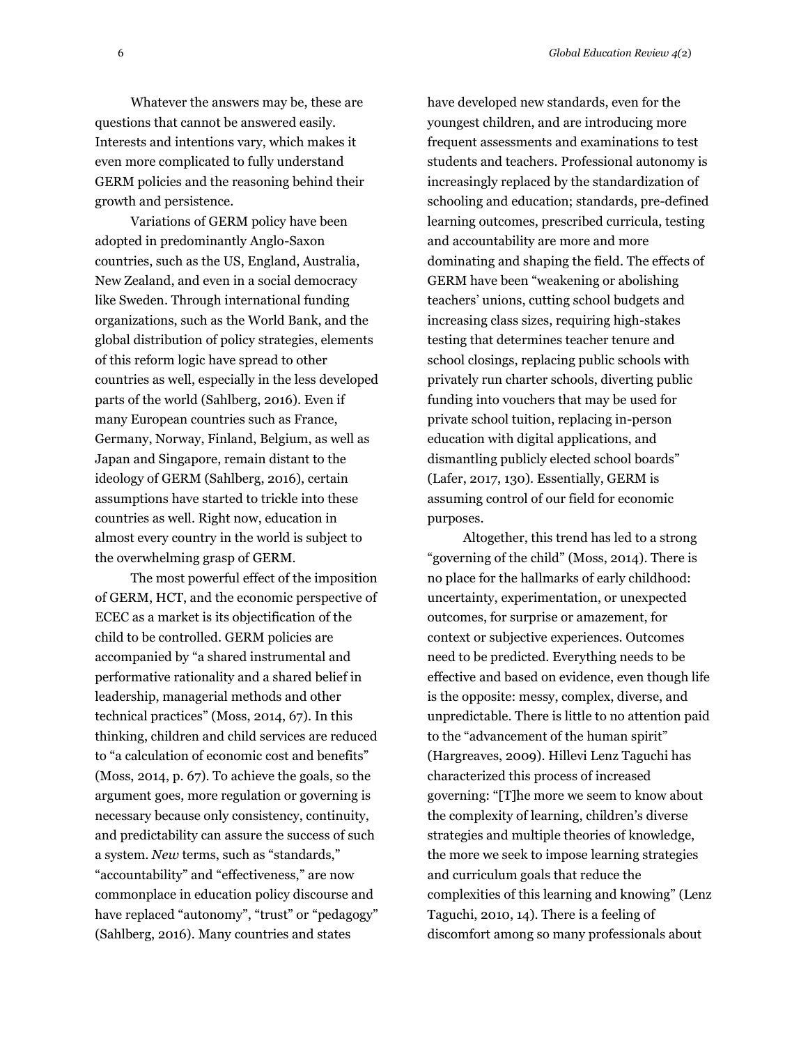Whatever the answers may be, these are questions that cannot be answered easily. Interests and intentions vary, which makes it even more complicated to fully understand GERM policies and the reasoning behind their growth and persistence.

Variations of GERM policy have been adopted in predominantly Anglo-Saxon countries, such as the US, England, Australia, New Zealand, and even in a social democracy like Sweden. Through international funding organizations, such as the World Bank, and the global distribution of policy strategies, elements of this reform logic have spread to other countries as well, especially in the less developed parts of the world (Sahlberg, 2016). Even if many European countries such as France, Germany, Norway, Finland, Belgium, as well as Japan and Singapore, remain distant to the ideology of GERM (Sahlberg, 2016), certain assumptions have started to trickle into these countries as well. Right now, education in almost every country in the world is subject to the overwhelming grasp of GERM.

The most powerful effect of the imposition of GERM, HCT, and the economic perspective of ECEC as a market is its objectification of the child to be controlled. GERM policies are accompanied by "a shared instrumental and performative rationality and a shared belief in leadership, managerial methods and other technical practices" (Moss, 2014, 67). In this thinking, children and child services are reduced to "a calculation of economic cost and benefits" (Moss, 2014, p. 67). To achieve the goals, so the argument goes, more regulation or governing is necessary because only consistency, continuity, and predictability can assure the success of such a system. *New* terms, such as "standards," "accountability" and "effectiveness," are now commonplace in education policy discourse and have replaced "autonomy", "trust" or "pedagogy" (Sahlberg, 2016). Many countries and states have developed new standards, even for the youngest children, and are introducing more frequent assessments and examinations to test students and teachers. Professional autonomy is increasingly replaced by the standardization of schooling and education; standards, pre-defined learning outcomes, prescribed curricula, testing and accountability are more and more dominating and shaping the field. The effects of GERM have been "weakening or abolishing teachers' unions, cutting school budgets and increasing class sizes, requiring high-stakes testing that determines teacher tenure and school closings, replacing public schools with privately run charter schools, diverting public funding into vouchers that may be used for private school tuition, replacing in-person education with digital applications, and dismantling publicly elected school boards" (Lafer, 2017, 130). Essentially, GERM is assuming control of our field for economic purposes.

Altogether, this trend has led to a strong "governing of the child" (Moss, 2014). There is no place for the hallmarks of early childhood: uncertainty, experimentation, or unexpected outcomes, for surprise or amazement, for context or subjective experiences. Outcomes need to be predicted. Everything needs to be effective and based on evidence, even though life is the opposite: messy, complex, diverse, and unpredictable. There is little to no attention paid to the "advancement of the human spirit" (Hargreaves, 2009). Hillevi Lenz Taguchi has characterized this process of increased governing: "[T]he more we seem to know about the complexity of learning, children's diverse strategies and multiple theories of knowledge, the more we seek to impose learning strategies and curriculum goals that reduce the complexities of this learning and knowing" (Lenz Taguchi, 2010, 14). There is a feeling of discomfort among so many professionals about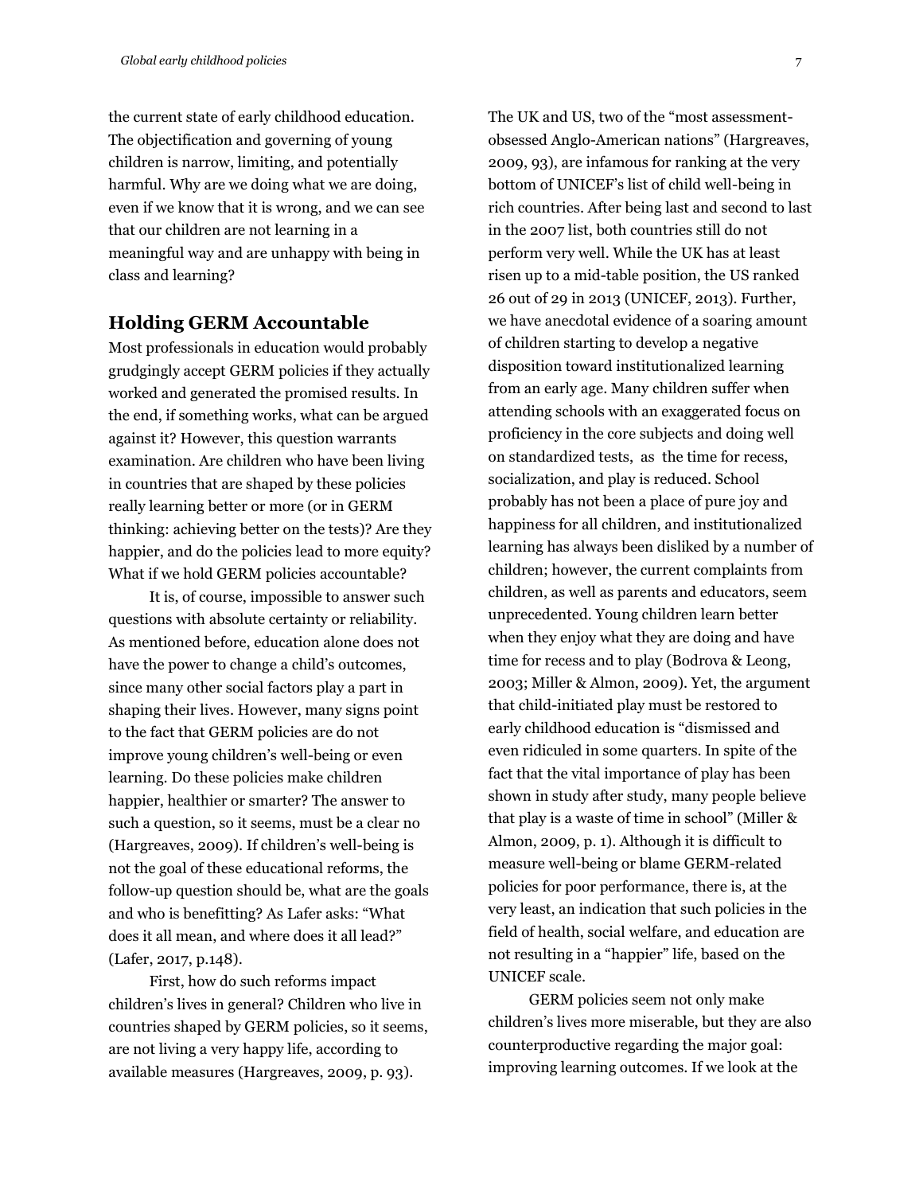the current state of early childhood education. The objectification and governing of young children is narrow, limiting, and potentially harmful. Why are we doing what we are doing, even if we know that it is wrong, and we can see that our children are not learning in a meaningful way and are unhappy with being in class and learning?

## Holding GERM Accountable

Most professionals in education would probably grudgingly accept GERM policies if they actually worked and generated the promised results. In the end, if something works, what can be argued against it? However, this question warrants examination. Are children who have been living in countries that are shaped by these policies really learning better or more (or in GERM thinking: achieving better on the tests)? Are they happier, and do the policies lead to more equity? What if we hold GERM policies accountable?

It is, of course, impossible to answer such questions with absolute certainty or reliability. As mentioned before, education alone does not have the power to change a child's outcomes, since many other social factors play a part in shaping their lives. However, many signs point to the fact that GERM policies are do not improve young children's well-being or even learning. Do these policies make children happier, healthier or smarter? The answer to such a question, so it seems, must be a clear no (Hargreaves, 2009). If children's well-being is not the goal of these educational reforms, the follow-up question should be, what are the goals and who is benefitting? As Lafer asks: "What does it all mean, and where does it all lead?" (Lafer, 2017, p.148).

First, how do such reforms impact children's lives in general? Children who live in countries shaped by GERM policies, so it seems, are not living a very happy life, according to available measures (Hargreaves, 2009, p. 93). The UK and US, two of the "most assessment-obsessed Anglo-American nations" (Hargreaves, 2009, 93), are infamous for ranking at the very bottom of UNICEF's list of child well-being in rich countries. After being last and second to last in the 2007 list, both countries still do not perform very well. While the UK has at least risen up to a mid-table position, the US ranked 26 out of 29 in 2013 (UNICEF, 2013). Further, we have anecdotal evidence of a soaring amount of children starting to develop a negative disposition toward institutionalized learning from an early age. Many children suffer when attending schools with an exaggerated focus on proficiency in the core subjects and doing well on standardized tests, as the time for recess, socialization, and play is reduced. School probably has not been a place of pure joy and happiness for all children, and institutionalized learning has always been disliked by a number of children; however, the current complaints from children, as well as parents and educators, seem unprecedented. Young children learn better when they enjoy what they are doing and have time for recess and to play (Bodrova & Leong, 2003; Miller & Almon, 2009). Yet, the argument that child-initiated play must be restored to early childhood education is "dismissed and even ridiculed in some quarters. In spite of the fact that the vital importance of play has been shown in study after study, many people believe that play is a waste of time in school" (Miller & Almon, 2009, p. 1). Although it is difficult to measure well-being or blame GERM-related policies for poor performance, there is, at the very least, an indication that such policies in the field of health, social welfare, and education are not resulting in a "happier" life, based on the UNICEF scale.

GERM policies seem not only make children's lives more miserable, but they are also counterproductive regarding the major goal: improving learning outcomes. If we look at the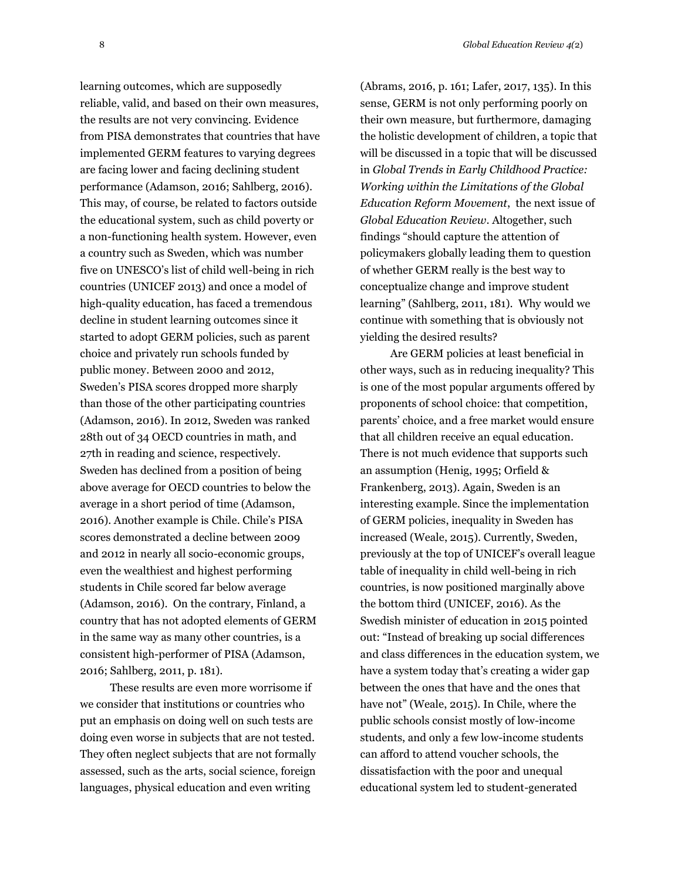learning outcomes, which are supposedly reliable, valid, and based on their own measures, the results are not very convincing. Evidence from PISA demonstrates that countries that have implemented GERM features to varying degrees are facing lower and facing declining student performance (Adamson, 2016; Sahlberg, 2016). This may, of course, be related to factors outside the educational system, such as child poverty or a non-functioning health system. However, even a country such as Sweden, which was number five on UNESCO's list of child well-being in rich countries (UNICEF 2013) and once a model of high-quality education, has faced a tremendous decline in student learning outcomes since it started to adopt GERM policies, such as parent choice and privately run schools funded by public money. Between 2000 and 2012, Sweden's PISA scores dropped more sharply than those of the other participating countries (Adamson, 2016). In 2012, Sweden was ranked 28th out of 34 OECD countries in math, and 27th in reading and science, respectively. Sweden has declined from a position of being above average for OECD countries to below the average in a short period of time (Adamson, 2016). Another example is Chile. Chile's PISA scores demonstrated a decline between 2009 and 2012 in nearly all socio-economic groups, even the wealthiest and highest performing students in Chile scored far below average (Adamson, 2016). On the contrary, Finland, a country that has not adopted elements of GERM in the same way as many other countries, is a consistent high-performer of PISA (Adamson, 2016; Sahlberg, 2011, p. 181).

These results are even more worrisome if we consider that institutions or countries who put an emphasis on doing well on such tests are doing even worse in subjects that are not tested. They often neglect subjects that are not formally assessed, such as the arts, social science, foreign languages, physical education and even writing (Abrams, 2016, p. 161; Lafer, 2017, 135). In this sense, GERM is not only performing poorly on their own measure, but furthermore, damaging the holistic development of children, a topic that will be discussed in a topic that will be discussed in *Global Trends in Early Childhood Practice: Working within the Limitations of the Global Education Reform Movement*, the next issue of *Global Education Review*. Altogether, such findings "should capture the attention of policymakers globally leading them to question of whether GERM really is the best way to conceptualize change and improve student learning" (Sahlberg, 2011, 181). Why would we continue with something that is obviously not yielding the desired results?

Are GERM policies at least beneficial in other ways, such as in reducing inequality? This is one of the most popular arguments offered by proponents of school choice: that competition, parents' choice, and a free market would ensure that all children receive an equal education. There is not much evidence that supports such an assumption (Henig, 1995; Orfield & Frankenberg, 2013). Again, Sweden is an interesting example. Since the implementation of GERM policies, inequality in Sweden has increased (Weale, 2015). Currently, Sweden, previously at the top of UNICEF's overall league table of inequality in child well-being in rich countries, is now positioned marginally above the bottom third (UNICEF, 2016). As the Swedish minister of education in 2015 pointed out: "Instead of breaking up social differences and class differences in the education system, we have a system today that's creating a wider gap between the ones that have and the ones that have not" (Weale, 2015). In Chile, where the public schools consist mostly of low-income students, and only a few low-income students can afford to attend voucher schools, the dissatisfaction with the poor and unequal educational system led to student-generated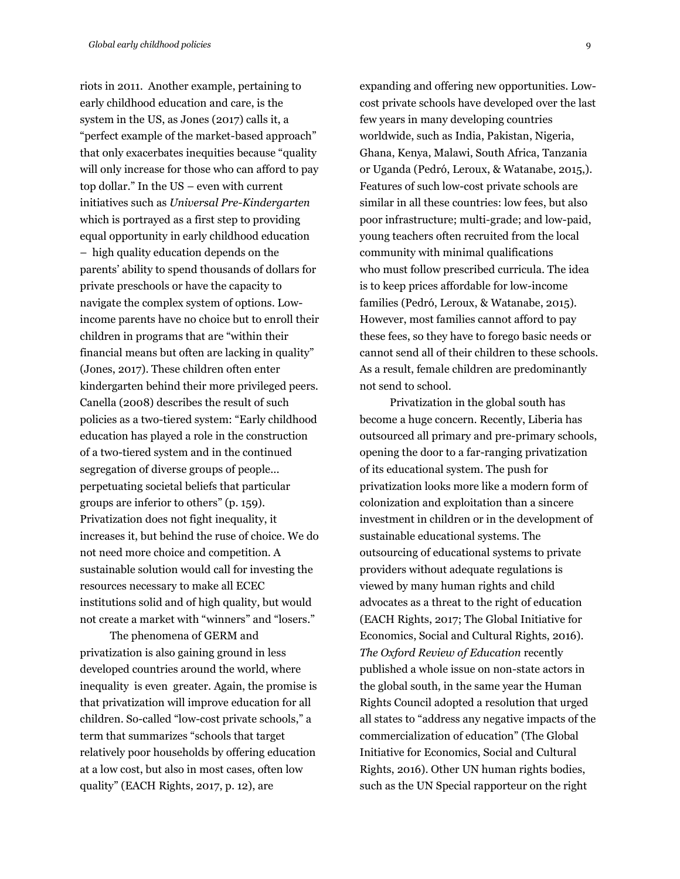riots in 2011. Another example, pertaining to early childhood education and care, is the system in the US, as Jones (2017) calls it, a "perfect example of the market-based approach" that only exacerbates inequities because "quality will only increase for those who can afford to pay top dollar." In the US – even with current initiatives such as *Universal Pre-Kindergarten* which is portrayed as a first step to providing equal opportunity in early childhood education – high quality education depends on the parents' ability to spend thousands of dollars for private preschools or have the capacity to navigate the complex system of options. Low-income parents have no choice but to enroll their children in programs that are "within their financial means but often are lacking in quality" (Jones, 2017). These children often enter kindergarten behind their more privileged peers. Canella (2008) describes the result of such policies as a two-tiered system: "Early childhood education has played a role in the construction of a two-tiered system and in the continued segregation of diverse groups of people... perpetuating societal beliefs that particular groups are inferior to others" (p. 159). Privatization does not fight inequality, it increases it, but behind the ruse of choice. We do not need more choice and competition. A sustainable solution would call for investing the resources necessary to make all ECEC institutions solid and of high quality, but would not create a market with "winners" and "losers."

The phenomena of GERM and privatization is also gaining ground in less developed countries around the world, where inequality is even greater. Again, the promise is that privatization will improve education for all children. So-called "low-cost private schools," a term that summarizes "schools that target relatively poor households by offering education at a low cost, but also in most cases, often low quality" (EACH Rights, 2017, p. 12), are expanding and offering new opportunities. Low-cost private schools have developed over the last few years in many developing countries worldwide, such as India, Pakistan, Nigeria, Ghana, Kenya, Malawi, South Africa, Tanzania or Uganda (Pedró, Leroux, & Watanabe, 2015,). Features of such low-cost private schools are similar in all these countries: low fees, but also poor infrastructure; multi-grade; and low-paid, young teachers often recruited from the local community with minimal qualifications who must follow prescribed curricula. The idea is to keep prices affordable for low-income families (Pedró, Leroux, & Watanabe, 2015). However, most families cannot afford to pay these fees, so they have to forego basic needs or cannot send all of their children to these schools. As a result, female children are predominantly not send to school.

Privatization in the global south has become a huge concern. Recently, Liberia has outsourced all primary and pre-primary schools, opening the door to a far-ranging privatization of its educational system. The push for privatization looks more like a modern form of colonization and exploitation than a sincere investment in children or in the development of sustainable educational systems. The outsourcing of educational systems to private providers without adequate regulations is viewed by many human rights and child advocates as a threat to the right of education (EACH Rights, 2017; The Global Initiative for Economics, Social and Cultural Rights, 2016). *The Oxford Review of Education* recently published a whole issue on non-state actors in the global south, in the same year the Human Rights Council adopted a resolution that urged all states to "address any negative impacts of the commercialization of education" (The Global Initiative for Economics, Social and Cultural Rights, 2016). Other UN human rights bodies, such as the UN Special rapporteur on the right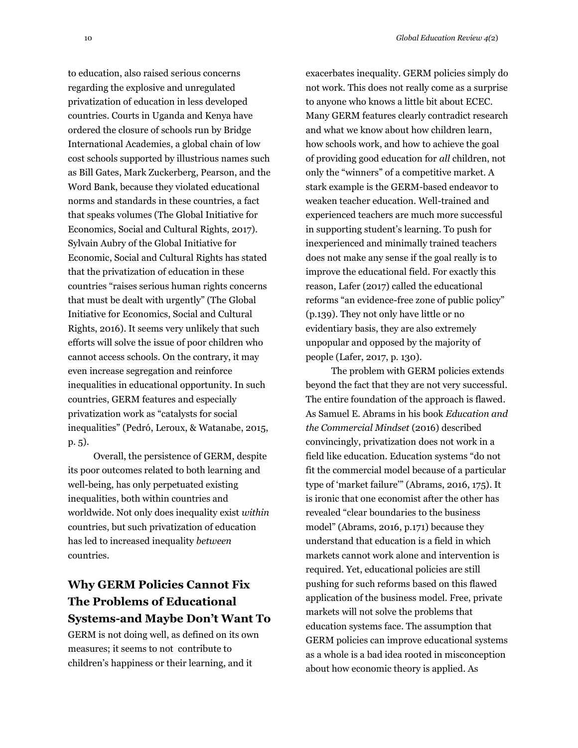to education, also raised serious concerns regarding the explosive and unregulated privatization of education in less developed countries. Courts in Uganda and Kenya have ordered the closure of schools run by Bridge International Academies, a global chain of low cost schools supported by illustrious names such as Bill Gates, Mark Zuckerberg, Pearson, and the Word Bank, because they violated educational norms and standards in these countries, a fact that speaks volumes (The Global Initiative for Economics, Social and Cultural Rights, 2017). Sylvain Aubry of the Global Initiative for Economic, Social and Cultural Rights has stated that the privatization of education in these countries "raises serious human rights concerns that must be dealt with urgently" (The Global Initiative for Economics, Social and Cultural Rights, 2016). It seems very unlikely that such efforts will solve the issue of poor children who cannot access schools. On the contrary, it may even increase segregation and reinforce inequalities in educational opportunity. In such countries, GERM features and especially privatization work as "catalysts for social inequalities" (Pedró, Leroux, & Watanabe, 2015, p. 5).

Overall, the persistence of GERM, despite its poor outcomes related to both learning and well-being, has only perpetuated existing inequalities, both within countries and worldwide. Not only does inequality exist *within* countries, but such privatization of education has led to increased inequality *between* countries.

## Why GERM Policies Cannot Fix The Problems of Educational Systems-and Maybe Don't Want To

GERM is not doing well, as defined on its own measures; it seems to not contribute to children's happiness or their learning, and it exacerbates inequality. GERM policies simply do not work. This does not really come as a surprise to anyone who knows a little bit about ECEC. Many GERM features clearly contradict research and what we know about how children learn, how schools work, and how to achieve the goal of providing good education for *all* children, not only the "winners" of a competitive market. A stark example is the GERM-based endeavor to weaken teacher education. Well-trained and experienced teachers are much more successful in supporting student's learning. To push for inexperienced and minimally trained teachers does not make any sense if the goal really is to improve the educational field. For exactly this reason, Lafer (2017) called the educational reforms "an evidence-free zone of public policy" (p.139). They not only have little or no evidentiary basis, they are also extremely unpopular and opposed by the majority of people (Lafer, 2017, p. 130).

The problem with GERM policies extends beyond the fact that they are not very successful. The entire foundation of the approach is flawed. As Samuel E. Abrams in his book *Education and the Commercial Mindset* (2016) described convincingly, privatization does not work in a field like education. Education systems "do not fit the commercial model because of a particular type of 'market failure'" (Abrams, 2016, 175). It is ironic that one economist after the other has revealed "clear boundaries to the business model" (Abrams, 2016, p.171) because they understand that education is a field in which markets cannot work alone and intervention is required. Yet, educational policies are still pushing for such reforms based on this flawed application of the business model. Free, private markets will not solve the problems that education systems face. The assumption that GERM policies can improve educational systems as a whole is a bad idea rooted in misconception about how economic theory is applied. As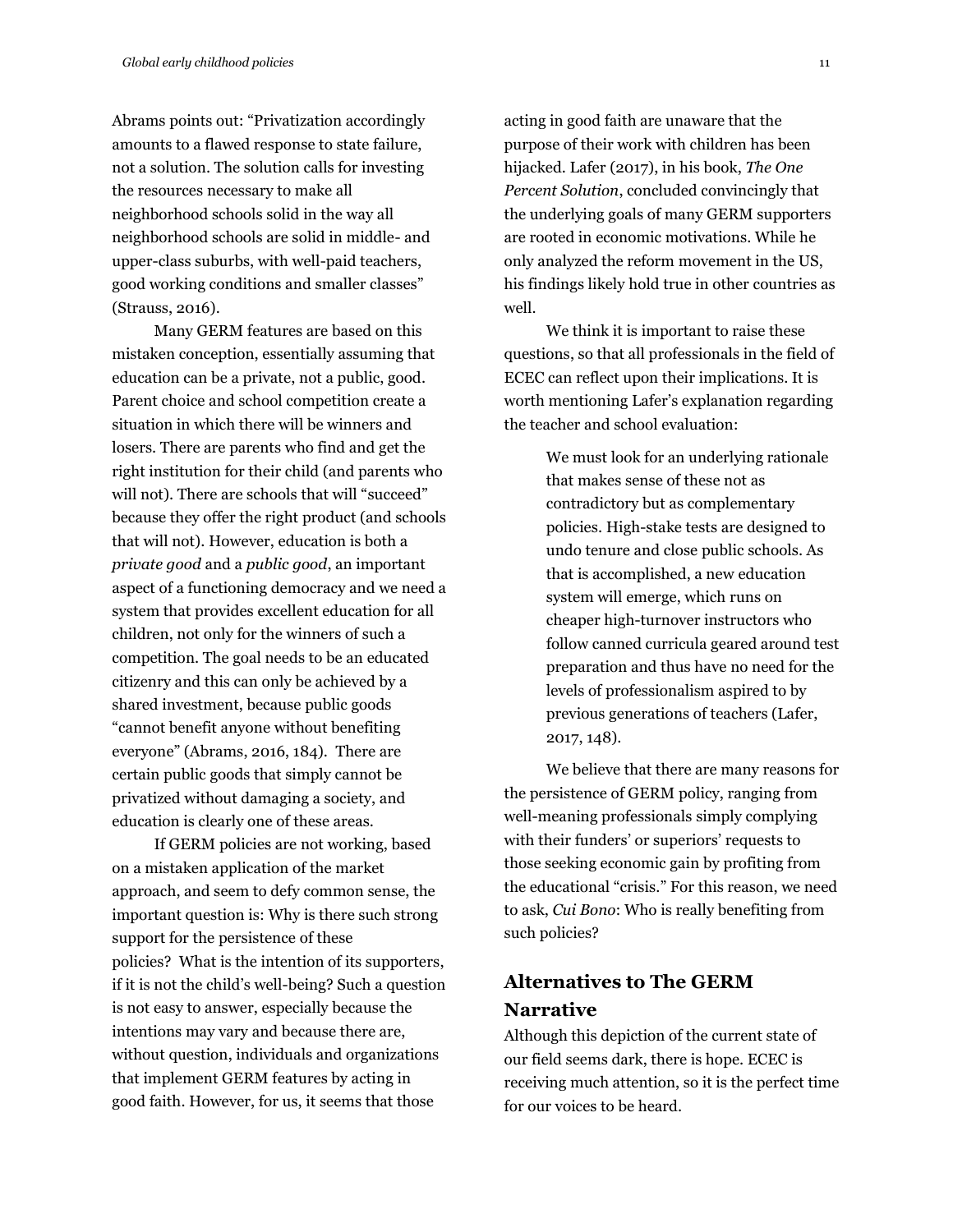Abrams points out: "Privatization accordingly amounts to a flawed response to state failure, not a solution. The solution calls for investing the resources necessary to make all neighborhood schools solid in the way all neighborhood schools are solid in middle- and upper-class suburbs, with well-paid teachers, good working conditions and smaller classes" (Strauss, 2016).

Many GERM features are based on this mistaken conception, essentially assuming that education can be a private, not a public, good. Parent choice and school competition create a situation in which there will be winners and losers. There are parents who find and get the right institution for their child (and parents who will not). There are schools that will "succeed" because they offer the right product (and schools that will not). However, education is both a *private good* and a *public good*, an important aspect of a functioning democracy and we need a system that provides excellent education for all children, not only for the winners of such a competition. The goal needs to be an educated citizenry and this can only be achieved by a shared investment, because public goods "cannot benefit anyone without benefiting everyone" (Abrams, 2016, 184). There are certain public goods that simply cannot be privatized without damaging a society, and education is clearly one of these areas.

If GERM policies are not working, based on a mistaken application of the market approach, and seem to defy common sense, the important question is: Why is there such strong support for the persistence of these policies? What is the intention of its supporters, if it is not the child's well-being? Such a question is not easy to answer, especially because the intentions may vary and because there are, without question, individuals and organizations that implement GERM features by acting in good faith. However, for us, it seems that those acting in good faith are unaware that the purpose of their work with children has been hijacked. Lafer (2017), in his book, *The One Percent Solution*, concluded convincingly that the underlying goals of many GERM supporters are rooted in economic motivations. While he only analyzed the reform movement in the US, his findings likely hold true in other countries as well.

We think it is important to raise these questions, so that all professionals in the field of ECEC can reflect upon their implications. It is worth mentioning Lafer's explanation regarding the teacher and school evaluation:

> We must look for an underlying rationale that makes sense of these not as contradictory but as complementary policies. High-stake tests are designed to undo tenure and close public schools. As that is accomplished, a new education system will emerge, which runs on cheaper high-turnover instructors who follow canned curricula geared around test preparation and thus have no need for the levels of professionalism aspired to by previous generations of teachers (Lafer, 2017, 148).

We believe that there are many reasons for the persistence of GERM policy, ranging from well-meaning professionals simply complying with their funders' or superiors' requests to those seeking economic gain by profiting from the educational "crisis." For this reason, we need to ask, *Cui Bono*: Who is really benefiting from such policies?

## Alternatives to The GERM Narrative

Although this depiction of the current state of our field seems dark, there is hope. ECEC is receiving much attention, so it is the perfect time for our voices to be heard.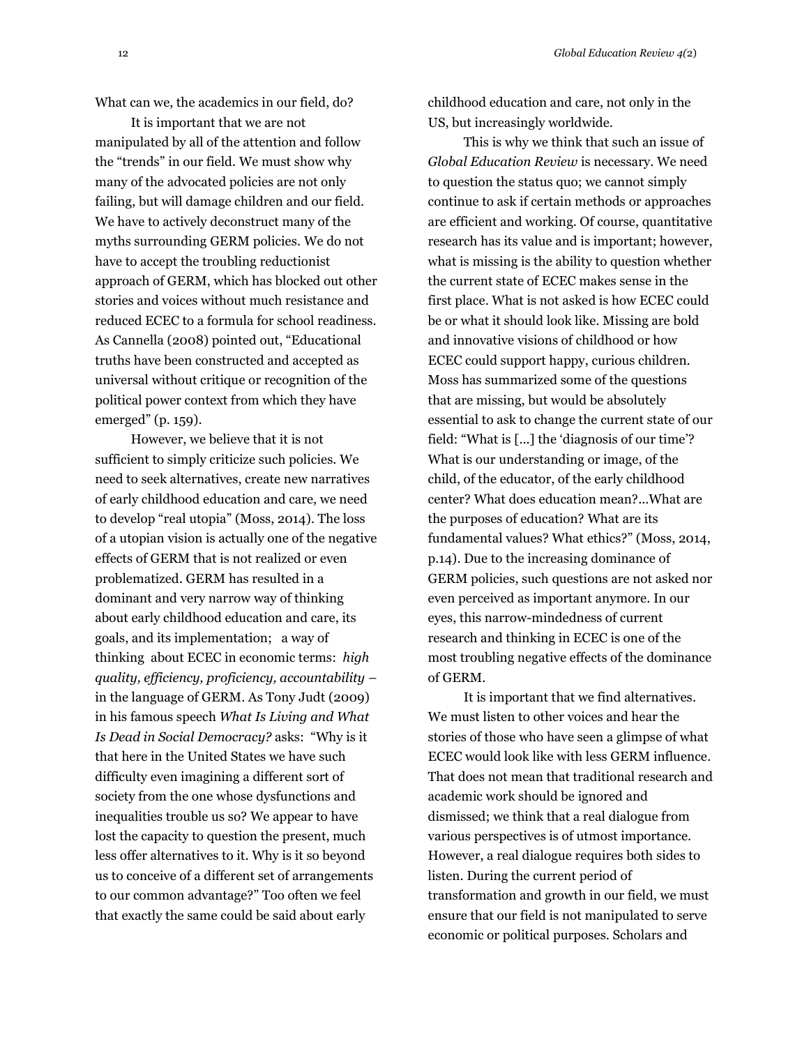What can we, the academics in our field, do?

It is important that we are not manipulated by all of the attention and follow the "trends" in our field. We must show why many of the advocated policies are not only failing, but will damage children and our field. We have to actively deconstruct many of the myths surrounding GERM policies. We do not have to accept the troubling reductionist approach of GERM, which has blocked out other stories and voices without much resistance and reduced ECEC to a formula for school readiness. As Cannella (2008) pointed out, "Educational truths have been constructed and accepted as universal without critique or recognition of the political power context from which they have emerged" (p. 159).

However, we believe that it is not sufficient to simply criticize such policies. We need to seek alternatives, create new narratives of early childhood education and care, we need to develop "real utopia" (Moss, 2014). The loss of a utopian vision is actually one of the negative effects of GERM that is not realized or even problematized. GERM has resulted in a dominant and very narrow way of thinking about early childhood education and care, its goals, and its implementation; a way of thinking about ECEC in economic terms: *high quality, efficiency, proficiency, accountability* – in the language of GERM. As Tony Judt (2009) in his famous speech *What Is Living and What Is Dead in Social Democracy?* asks: "Why is it that here in the United States we have such difficulty even imagining a different sort of society from the one whose dysfunctions and inequalities trouble us so? We appear to have lost the capacity to question the present, much less offer alternatives to it. Why is it so beyond us to conceive of a different set of arrangements to our common advantage?" Too often we feel that exactly the same could be said about early childhood education and care, not only in the US, but increasingly worldwide.

This is why we think that such an issue of *Global Education Review* is necessary. We need to question the status quo; we cannot simply continue to ask if certain methods or approaches are efficient and working. Of course, quantitative research has its value and is important; however, what is missing is the ability to question whether the current state of ECEC makes sense in the first place. What is not asked is how ECEC could be or what it should look like. Missing are bold and innovative visions of childhood or how ECEC could support happy, curious children. Moss has summarized some of the questions that are missing, but would be absolutely essential to ask to change the current state of our field: "What is [...] the 'diagnosis of our time'? What is our understanding or image, of the child, of the educator, of the early childhood center? What does education mean?...What are the purposes of education? What are its fundamental values? What ethics?" (Moss, 2014, p.14). Due to the increasing dominance of GERM policies, such questions are not asked nor even perceived as important anymore. In our eyes, this narrow-mindedness of current research and thinking in ECEC is one of the most troubling negative effects of the dominance of GERM.

It is important that we find alternatives. We must listen to other voices and hear the stories of those who have seen a glimpse of what ECEC would look like with less GERM influence. That does not mean that traditional research and academic work should be ignored and dismissed; we think that a real dialogue from various perspectives is of utmost importance. However, a real dialogue requires both sides to listen. During the current period of transformation and growth in our field, we must ensure that our field is not manipulated to serve economic or political purposes. Scholars and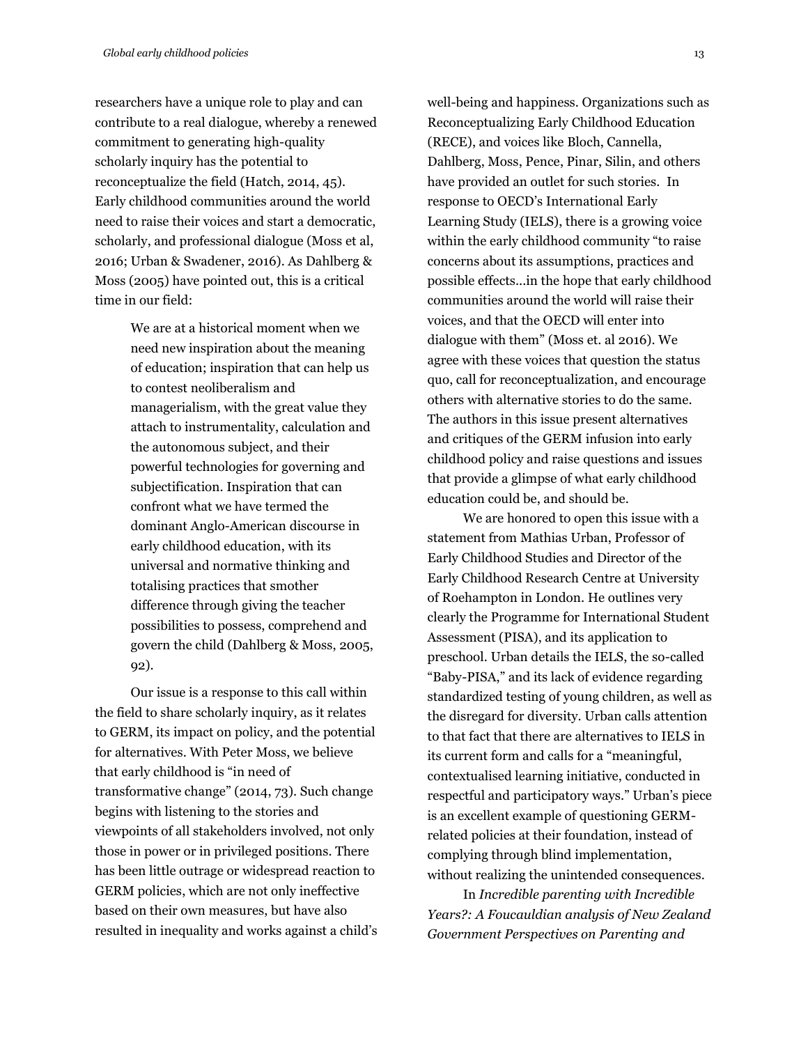researchers have a unique role to play and can contribute to a real dialogue, whereby a renewed commitment to generating high-quality scholarly inquiry has the potential to reconceptualize the field (Hatch, 2014, 45). Early childhood communities around the world need to raise their voices and start a democratic, scholarly, and professional dialogue (Moss et al, 2016; Urban & Swadener, 2016). As Dahlberg & Moss (2005) have pointed out, this is a critical time in our field:

> We are at a historical moment when we need new inspiration about the meaning of education; inspiration that can help us to contest neoliberalism and managerialism, with the great value they attach to instrumentality, calculation and the autonomous subject, and their powerful technologies for governing and subjectification. Inspiration that can confront what we have termed the dominant Anglo-American discourse in early childhood education, with its universal and normative thinking and totalising practices that smother difference through giving the teacher possibilities to possess, comprehend and govern the child (Dahlberg & Moss, 2005, 92).

Our issue is a response to this call within the field to share scholarly inquiry, as it relates to GERM, its impact on policy, and the potential for alternatives. With Peter Moss, we believe that early childhood is "in need of transformative change" (2014, 73). Such change begins with listening to the stories and viewpoints of all stakeholders involved, not only those in power or in privileged positions. There has been little outrage or widespread reaction to GERM policies, which are not only ineffective based on their own measures, but have also resulted in inequality and works against a child's well-being and happiness. Organizations such as Reconceptualizing Early Childhood Education (RECE), and voices like Bloch, Cannella, Dahlberg, Moss, Pence, Pinar, Silin, and others have provided an outlet for such stories. In response to OECD's International Early Learning Study (IELS), there is a growing voice within the early childhood community "to raise concerns about its assumptions, practices and possible effects...in the hope that early childhood communities around the world will raise their voices, and that the OECD will enter into dialogue with them" (Moss et. al 2016). We agree with these voices that question the status quo, call for reconceptualization, and encourage others with alternative stories to do the same. The authors in this issue present alternatives and critiques of the GERM infusion into early childhood policy and raise questions and issues that provide a glimpse of what early childhood education could be, and should be.

We are honored to open this issue with a statement from Mathias Urban, Professor of Early Childhood Studies and Director of the Early Childhood Research Centre at University of Roehampton in London. He outlines very clearly the Programme for International Student Assessment (PISA), and its application to preschool. Urban details the IELS, the so-called "Baby-PISA," and its lack of evidence regarding standardized testing of young children, as well as the disregard for diversity. Urban calls attention to that fact that there are alternatives to IELS in its current form and calls for a "meaningful, contextualised learning initiative, conducted in respectful and participatory ways." Urban's piece is an excellent example of questioning GERM-related policies at their foundation, instead of complying through blind implementation, without realizing the unintended consequences.

In *Incredible parenting with Incredible Years?: A Foucauldian analysis of New Zealand Government Perspectives on Parenting and*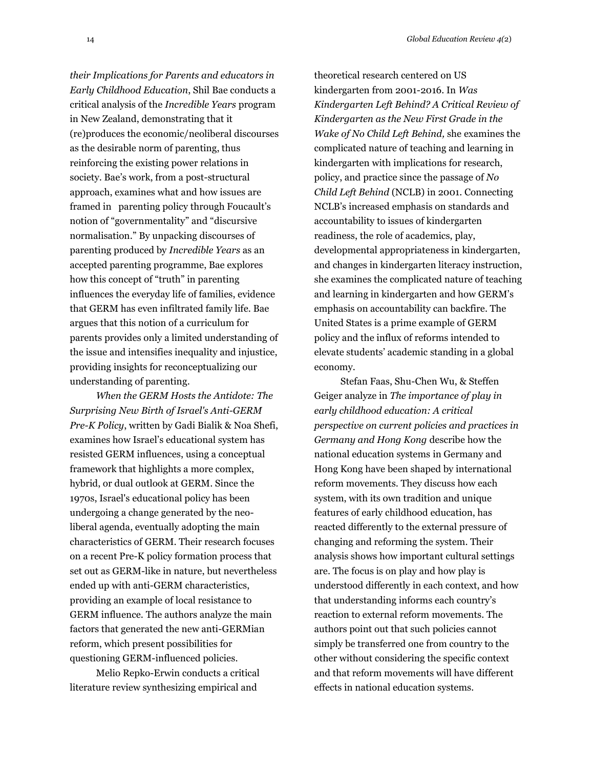*their Implications for Parents and educators in Early Childhood Education*, Shil Bae conducts a critical analysis of the *Incredible Years* program in New Zealand, demonstrating that it (re)produces the economic/neoliberal discourses as the desirable norm of parenting, thus reinforcing the existing power relations in society. Bae's work, from a post-structural approach, examines what and how issues are framed in parenting policy through Foucault's notion of "governmentality" and "discursive normalisation." By unpacking discourses of parenting produced by *Incredible Years* as an accepted parenting programme, Bae explores how this concept of "truth" in parenting influences the everyday life of families, evidence that GERM has even infiltrated family life. Bae argues that this notion of a curriculum for parents provides only a limited understanding of the issue and intensifies inequality and injustice, providing insights for reconceptualizing our understanding of parenting.

*When the GERM Hosts the Antidote: The Surprising New Birth of Israel's Anti-GERM Pre-K Policy*, written by Gadi Bialik & Noa Shefi, examines how Israel's educational system has resisted GERM influences, using a conceptual framework that highlights a more complex, hybrid, or dual outlook at GERM. Since the 1970s, Israel's educational policy has been undergoing a change generated by the neo-liberal agenda, eventually adopting the main characteristics of GERM. Their research focuses on a recent Pre-K policy formation process that set out as GERM-like in nature, but nevertheless ended up with anti-GERM characteristics, providing an example of local resistance to GERM influence. The authors analyze the main factors that generated the new anti-GERMian reform, which present possibilities for questioning GERM-influenced policies.

Melio Repko-Erwin conducts a critical literature review synthesizing empirical and theoretical research centered on US kindergarten from 2001-2016. In *Was Kindergarten Left Behind? A Critical Review of Kindergarten as the New First Grade in the Wake of No Child Left Behind,* she examines the complicated nature of teaching and learning in kindergarten with implications for research, policy, and practice since the passage of *No Child Left Behind* (NCLB) in 2001. Connecting NCLB's increased emphasis on standards and accountability to issues of kindergarten readiness, the role of academics, play, developmental appropriateness in kindergarten, and changes in kindergarten literacy instruction, she examines the complicated nature of teaching and learning in kindergarten and how GERM's emphasis on accountability can backfire. The United States is a prime example of GERM policy and the influx of reforms intended to elevate students' academic standing in a global economy.

Stefan Faas, Shu-Chen Wu, & Steffen Geiger analyze in *The importance of play in early childhood education: A critical perspective on current policies and practices in Germany and Hong Kong* describe how the national education systems in Germany and Hong Kong have been shaped by international reform movements. They discuss how each system, with its own tradition and unique features of early childhood education, has reacted differently to the external pressure of changing and reforming the system. Their analysis shows how important cultural settings are. The focus is on play and how play is understood differently in each context, and how that understanding informs each country's reaction to external reform movements. The authors point out that such policies cannot simply be transferred one from country to the other without considering the specific context and that reform movements will have different effects in national education systems.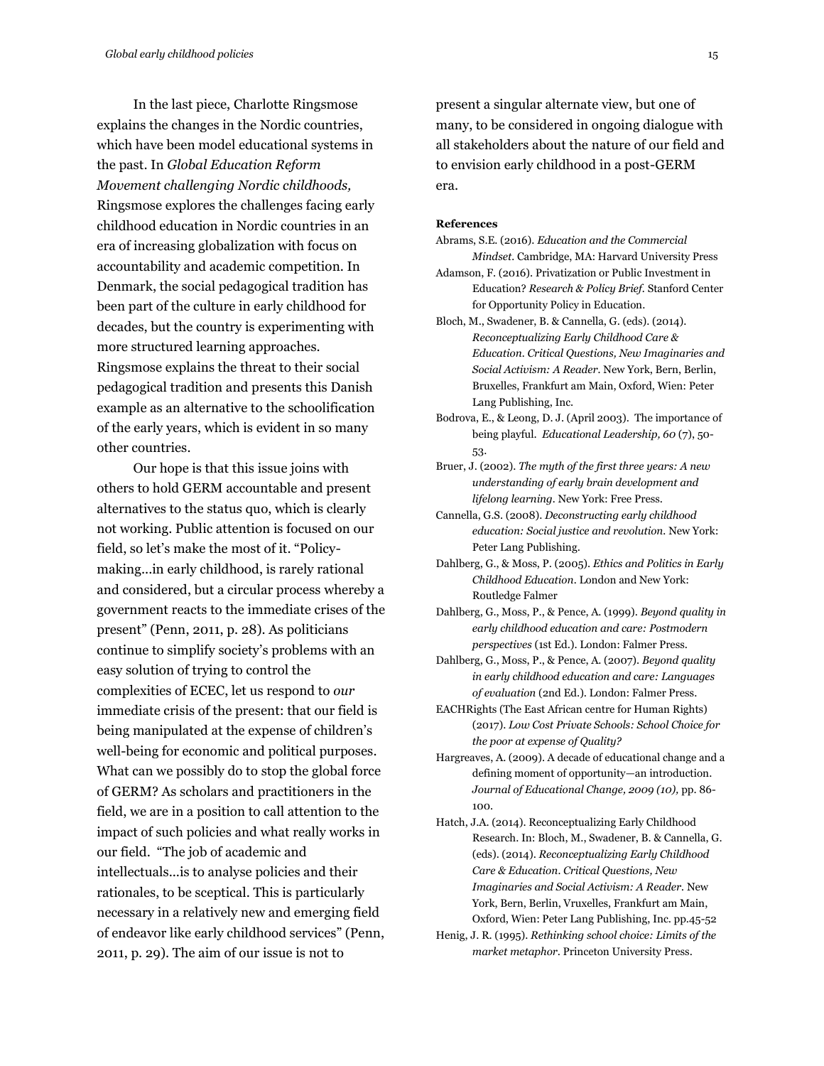In the last piece, Charlotte Ringsmose explains the changes in the Nordic countries, which have been model educational systems in the past. In *Global Education Reform Movement challenging Nordic childhoods,* Ringsmose explores the challenges facing early childhood education in Nordic countries in an era of increasing globalization with focus on accountability and academic competition. In Denmark, the social pedagogical tradition has been part of the culture in early childhood for decades, but the country is experimenting with more structured learning approaches. Ringsmose explains the threat to their social pedagogical tradition and presents this Danish example as an alternative to the schoolification of the early years, which is evident in so many other countries.

Our hope is that this issue joins with others to hold GERM accountable and present alternatives to the status quo, which is clearly not working. Public attention is focused on our field, so let's make the most of it. "Policy-making…in early childhood, is rarely rational and considered, but a circular process whereby a government reacts to the immediate crises of the present" (Penn, 2011, p. 28). As politicians continue to simplify society's problems with an easy solution of trying to control the complexities of ECEC, let us respond to *our* immediate crisis of the present: that our field is being manipulated at the expense of children's well-being for economic and political purposes. What can we possibly do to stop the global force of GERM? As scholars and practitioners in the field, we are in a position to call attention to the impact of such policies and what really works in our field. "The job of academic and intellectuals…is to analyse policies and their rationales, to be sceptical. This is particularly necessary in a relatively new and emerging field of endeavor like early childhood services" (Penn, 2011, p. 29). The aim of our issue is not to present a singular alternate view, but one of many, to be considered in ongoing dialogue with all stakeholders about the nature of our field and to envision early childhood in a post-GERM era.

**References**

Abrams, S.E. (2016). *Education and the Commercial Mindset*. Cambridge, MA: Harvard University Press

Adamson, F. (2016). Privatization or Public Investment in Education? *Research & Policy Brief*. Stanford Center for Opportunity Policy in Education.

Bloch, M., Swadener, B. & Cannella, G. (eds). (2014). *Reconceptualizing Early Childhood Care & Education. Critical Questions, New Imaginaries and Social Activism: A Reader*. New York, Bern, Berlin, Bruxelles, Frankfurt am Main, Oxford, Wien: Peter Lang Publishing, Inc.

Bodrova, E., & Leong, D. J. (April 2003). The importance of being playful. *Educational Leadership, 60* (7), 50-53.

Bruer, J. (2002). *The myth of the first three years: A new understanding of early brain development and lifelong learning*. New York: Free Press.

Cannella, G.S. (2008). *Deconstructing early childhood education: Social justice and revolution.* New York: Peter Lang Publishing.

Dahlberg, G., & Moss, P. (2005). *Ethics and Politics in Early Childhood Education*. London and New York: Routledge Falmer

Dahlberg, G., Moss, P., & Pence, A. (1999). *Beyond quality in early childhood education and care: Postmodern perspectives* (1st Ed.). London: Falmer Press.

Dahlberg, G., Moss, P., & Pence, A. (2007). *Beyond quality in early childhood education and care: Languages of evaluation* (2nd Ed.). London: Falmer Press.

EACHRights (The East African centre for Human Rights) (2017). *Low Cost Private Schools: School Choice for the poor at expense of Quality?*

Hargreaves, A. (2009). A decade of educational change and a defining moment of opportunity—an introduction. *Journal of Educational Change, 2009 (10),* pp. 86-100.

Hatch, J.A. (2014). Reconceptualizing Early Childhood Research. In: Bloch, M., Swadener, B. & Cannella, G. (eds). (2014). *Reconceptualizing Early Childhood Care & Education. Critical Questions, New Imaginaries and Social Activism: A Reader*. New York, Bern, Berlin, Vruxelles, Frankfurt am Main, Oxford, Wien: Peter Lang Publishing, Inc. pp.45-52

Henig, J. R. (1995). *Rethinking school choice: Limits of the market metaphor*. Princeton University Press.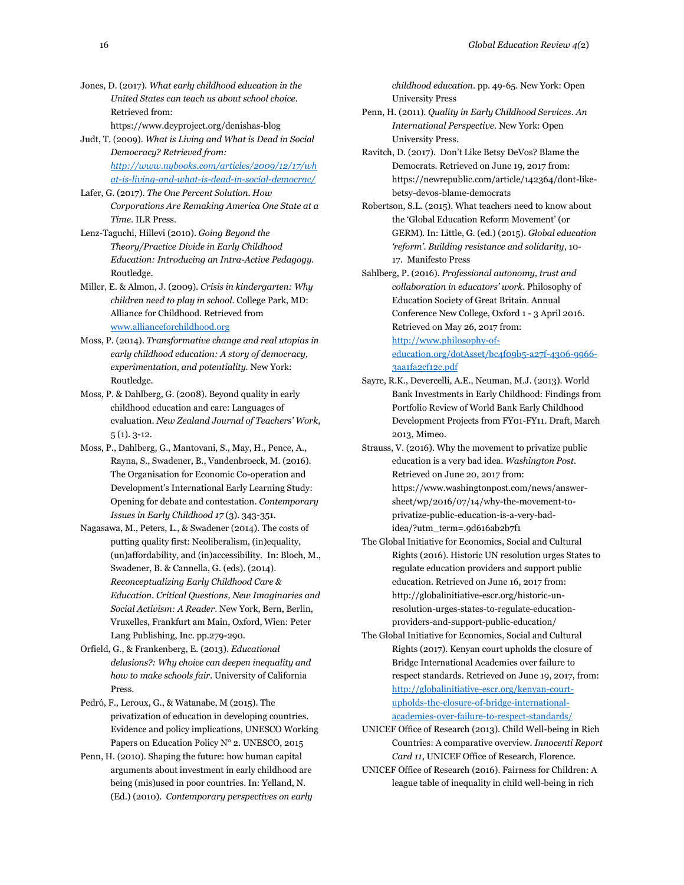Jones, D. (2017). *What early childhood education in the United States can teach us about school choice*. Retrieved from: https://www.deyproject.org/denishas-blog

Judt, T. (2009). *What is Living and What is Dead in Social Democracy? Retrieved from: http://www.nybooks.com/articles/2009/12/17/what-is-living-and-what-is-dead-in-social-democrac/*

Lafer, G. (2017). *The One Percent Solution. How Corporations Are Remaking America One State at a Time*. ILR Press.

Lenz-Taguchi, Hillevi (2010). *Going Beyond the Theory/Practice Divide in Early Childhood Education: Introducing an Intra-Active Pedagogy*. Routledge.

Miller, E. & Almon, J. (2009). *Crisis in kindergarten: Why children need to play in school*. College Park, MD: Alliance for Childhood. Retrieved from www.allianceforchildhood.org

Moss, P. (2014). *Transformative change and real utopias in early childhood education: A story of democracy, experimentation, and potentiality*. New York: Routledge.

Moss, P. & Dahlberg, G. (2008). Beyond quality in early childhood education and care: Languages of evaluation. *New Zealand Journal of Teachers' Work*, 5 (1). 3-12.

Moss, P., Dahlberg, G., Mantovani, S., May, H., Pence, A., Rayna, S., Swadener, B., Vandenbroeck, M. (2016). The Organisation for Economic Co-operation and Development's International Early Learning Study: Opening for debate and contestation. *Contemporary Issues in Early Childhood 17* (3). 343-351.

Nagasawa, M., Peters, L., & Swadener (2014). The costs of putting quality first: Neoliberalism, (in)equality, (un)affordability, and (in)accessibility. In: Bloch, M., Swadener, B. & Cannella, G. (eds). (2014). *Reconceptualizing Early Childhood Care & Education. Critical Questions, New Imaginaries and Social Activism: A Reader*. New York, Bern, Berlin, Vruxelles, Frankfurt am Main, Oxford, Wien: Peter Lang Publishing, Inc. pp.279-290.

Orfield, G., & Frankenberg, E. (2013). *Educational delusions?: Why choice can deepen inequality and how to make schools fair*. University of California Press.

Pedró, F., Leroux, G., & Watanabe, M (2015). The privatization of education in developing countries. Evidence and policy implications, UNESCO Working Papers on Education Policy N° 2. UNESCO, 2015

Penn, H. (2010). Shaping the future: how human capital arguments about investment in early childhood are being (mis)used in poor countries. In: Yelland, N. (Ed.) (2010). *Contemporary perspectives on early childhood education*. pp. 49-65. New York: Open University Press

Penn, H. (2011). *Quality in Early Childhood Services. An International Perspective*. New York: Open University Press.

Ravitch, D. (2017). Don't Like Betsy DeVos? Blame the Democrats. Retrieved on June 19, 2017 from: https://newrepublic.com/article/142364/dont-like-betsy-devos-blame-democrats

Robertson, S.L. (2015). What teachers need to know about the 'Global Education Reform Movement' (or GERM). In: Little, G. (ed.) (2015). *Global education 'reform'. Building resistance and solidarity*, 10-17. Manifesto Press

Sahlberg, P. (2016). *Professional autonomy, trust and collaboration in educators' work*. Philosophy of Education Society of Great Britain. Annual Conference New College, Oxford 1 - 3 April 2016. Retrieved on May 26, 2017 from: http://www.philosophy-of-education.org/dotAsset/bc4f09b5-a27f-4306-9966-3aa1fa2cf12c.pdf

Sayre, R.K., Devercelli, A.E., Neuman, M.J. (2013). World Bank Investments in Early Childhood: Findings from Portfolio Review of World Bank Early Childhood Development Projects from FY01-FY11. Draft, March 2013, Mimeo.

Strauss, V. (2016). Why the movement to privatize public education is a very bad idea. *Washington Post*. Retrieved on June 20, 2017 from: https://www.washingtonpost.com/news/answer-sheet/wp/2016/07/14/why-the-movement-to-privatize-public-education-is-a-very-bad-idea/?utm_term=.9d616ab2b7f1

The Global Initiative for Economics, Social and Cultural Rights (2016). Historic UN resolution urges States to regulate education providers and support public education. Retrieved on June 16, 2017 from: http://globalinitiative-escr.org/historic-un-resolution-urges-states-to-regulate-education-providers-and-support-public-education/

The Global Initiative for Economics, Social and Cultural Rights (2017). Kenyan court upholds the closure of Bridge International Academies over failure to respect standards. Retrieved on June 19, 2017, from: http://globalinitiative-escr.org/kenyan-court-upholds-the-closure-of-bridge-international-academies-over-failure-to-respect-standards/

UNICEF Office of Research (2013). Child Well-being in Rich Countries: A comparative overview. *Innocenti Report Card 11*, UNICEF Office of Research, Florence.

UNICEF Office of Research (2016). Fairness for Children: A league table of inequality in child well-being in rich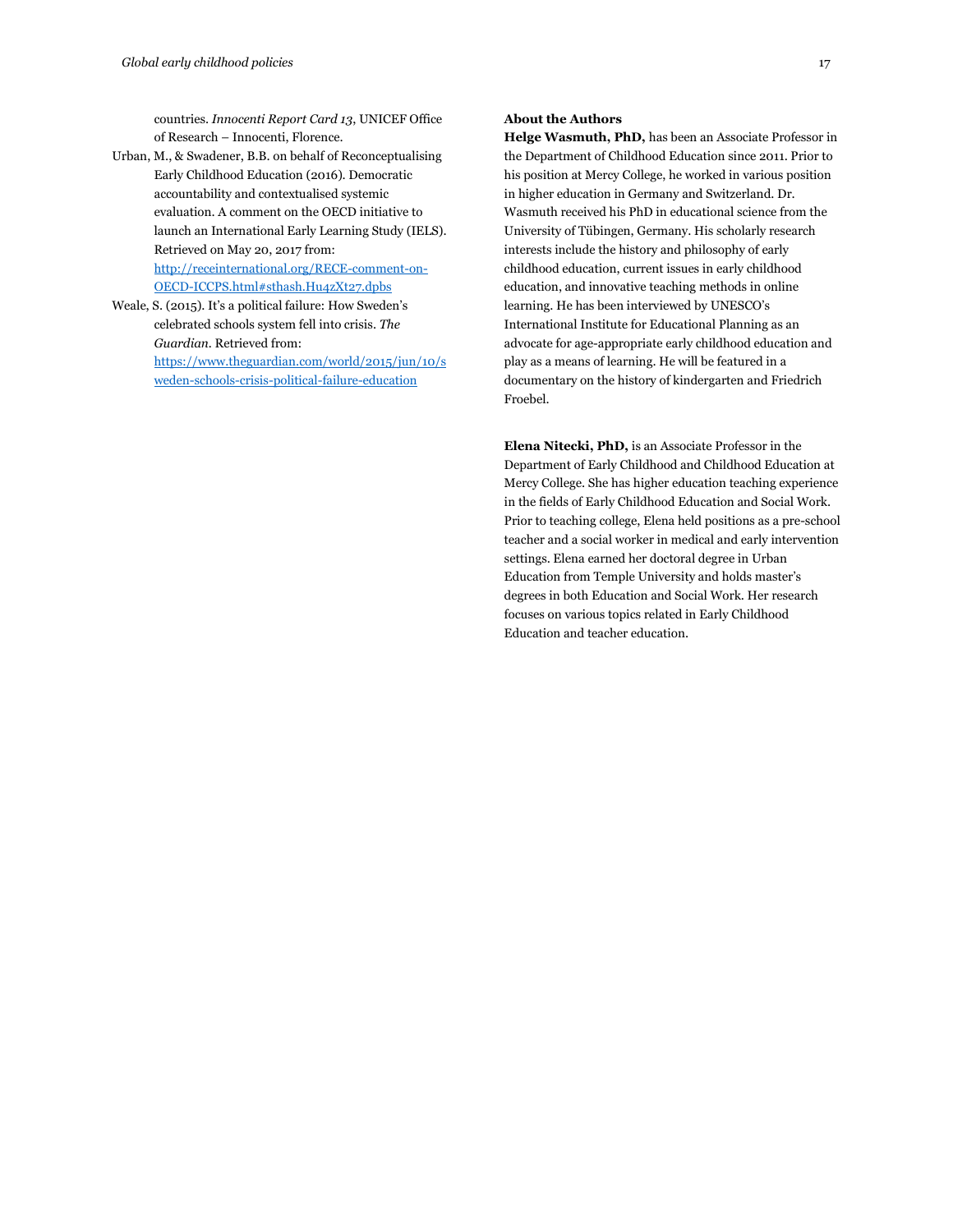countries. *Innocenti Report Card 13*, UNICEF Office of Research – Innocenti, Florence.

Urban, M., & Swadener, B.B. on behalf of Reconceptualising Early Childhood Education (2016). Democratic accountability and contextualised systemic evaluation. A comment on the OECD initiative to launch an International Early Learning Study (IELS). Retrieved on May 20, 2017 from: http://receinternational.org/RECE-comment-on-OECD-ICCPS.html#sthash.Hu4zXt27.dpbs

Weale, S. (2015). It's a political failure: How Sweden's celebrated schools system fell into crisis. *The Guardian*. Retrieved from: https://www.theguardian.com/world/2015/jun/10/sweden-schools-crisis-political-failure-education

**About the Authors**

**Helge Wasmuth, PhD,** has been an Associate Professor in the Department of Childhood Education since 2011. Prior to his position at Mercy College, he worked in various position in higher education in Germany and Switzerland. Dr. Wasmuth received his PhD in educational science from the University of Tübingen, Germany. His scholarly research interests include the history and philosophy of early childhood education, current issues in early childhood education, and innovative teaching methods in online learning. He has been interviewed by UNESCO's International Institute for Educational Planning as an advocate for age-appropriate early childhood education and play as a means of learning. He will be featured in a documentary on the history of kindergarten and Friedrich Froebel.

**Elena Nitecki, PhD,** is an Associate Professor in the Department of Early Childhood and Childhood Education at Mercy College. She has higher education teaching experience in the fields of Early Childhood Education and Social Work. Prior to teaching college, Elena held positions as a pre-school teacher and a social worker in medical and early intervention settings. Elena earned her doctoral degree in Urban Education from Temple University and holds master's degrees in both Education and Social Work. Her research focuses on various topics related in Early Childhood Education and teacher education.